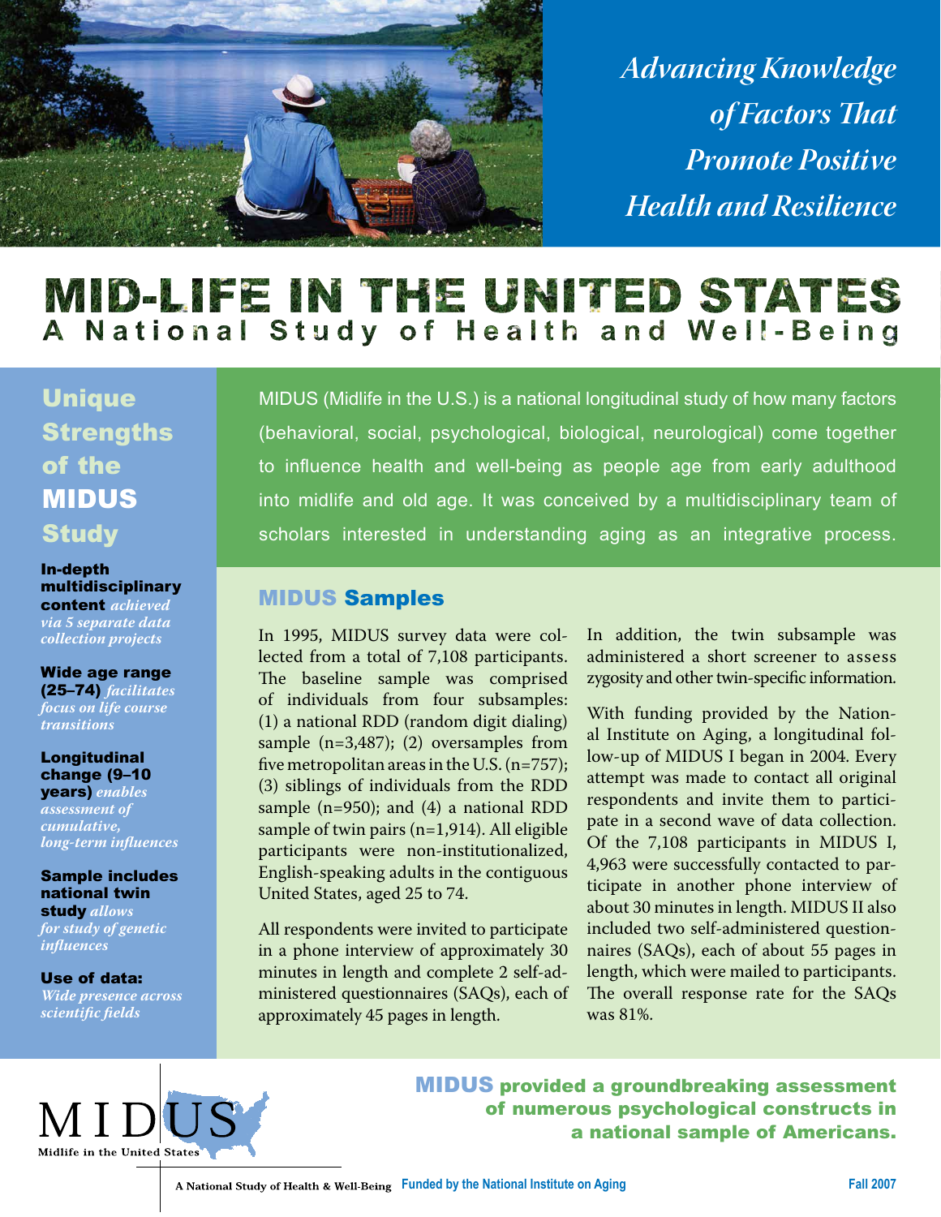*Advancing Knowledge of Factors That Promote Positive Health and Resilience*

# MID-LIFE IN THE UNITED STATES

## A National Study of Health and Well-Being

MIDUS (Midlife in the U.S.) is a national longitudinal study of how many factors (behavioral, social, psychological, biological, neurological) come together to influence health and well-being as people age from early adulthood into midlife and old age. It was conceived by a multidisciplinary team of scholars interested in understanding aging as an integrative process.

## Unique Strengths of the MIDUS Study

**In-depth multidisciplinary content** *achieved via 5 separate data collection projects*

**Wide age range (25–74)** *facilitates focus on life course transitions*

**Longitudinal change (9–10 years)** *enables assessment of cumulative, long-term influences*

**Sample includes national twin study** *allows for study of genetic influences*

**Use of data:** *Wide presence across scientific fields*

## MIDUS Samples

In 1995, MIDUS survey data were collected from a total of 7,108 participants. The baseline sample was comprised of individuals from four subsamples: (1) a national RDD (random digit dialing) sample (n=3,487); (2) oversamples from five metropolitan areas in the U.S. (n=757); (3) siblings of individuals from the RDD sample (n=950); and (4) a national RDD sample of twin pairs (n=1,914). All eligible participants were non-institutionalized, English-speaking adults in the contiguous United States, aged 25 to 74.

All respondents were invited to participate in a phone interview of approximately 30 minutes in length and complete 2 self-administered questionnaires (SAQs), each of approximately 45 pages in length.

In addition, the twin subsample was administered a short screener to assess zygosity and other twin-specific information.

With funding provided by the National Institute on Aging, a longitudinal follow-up of MIDUS I began in 2004. Every attempt was made to contact all original respondents and invite them to participate in a second wave of data collection. Of the 7,108 participants in MIDUS I, 4,963 were successfully contacted to participate in another phone interview of about 30 minutes in length. MIDUS II also included two self-administered questionnaires (SAQs), each of about 55 pages in length, which were mailed to participants. The overall response rate for the SAQs was 81%.

**MIDUS provided a groundbreaking assessment of numerous psychological constructs in a national sample of Americans.**

MIDUS Midlife in the United States

A National Study of Health & Well-Being — Funded by the National Institute on Aging — Fall 2007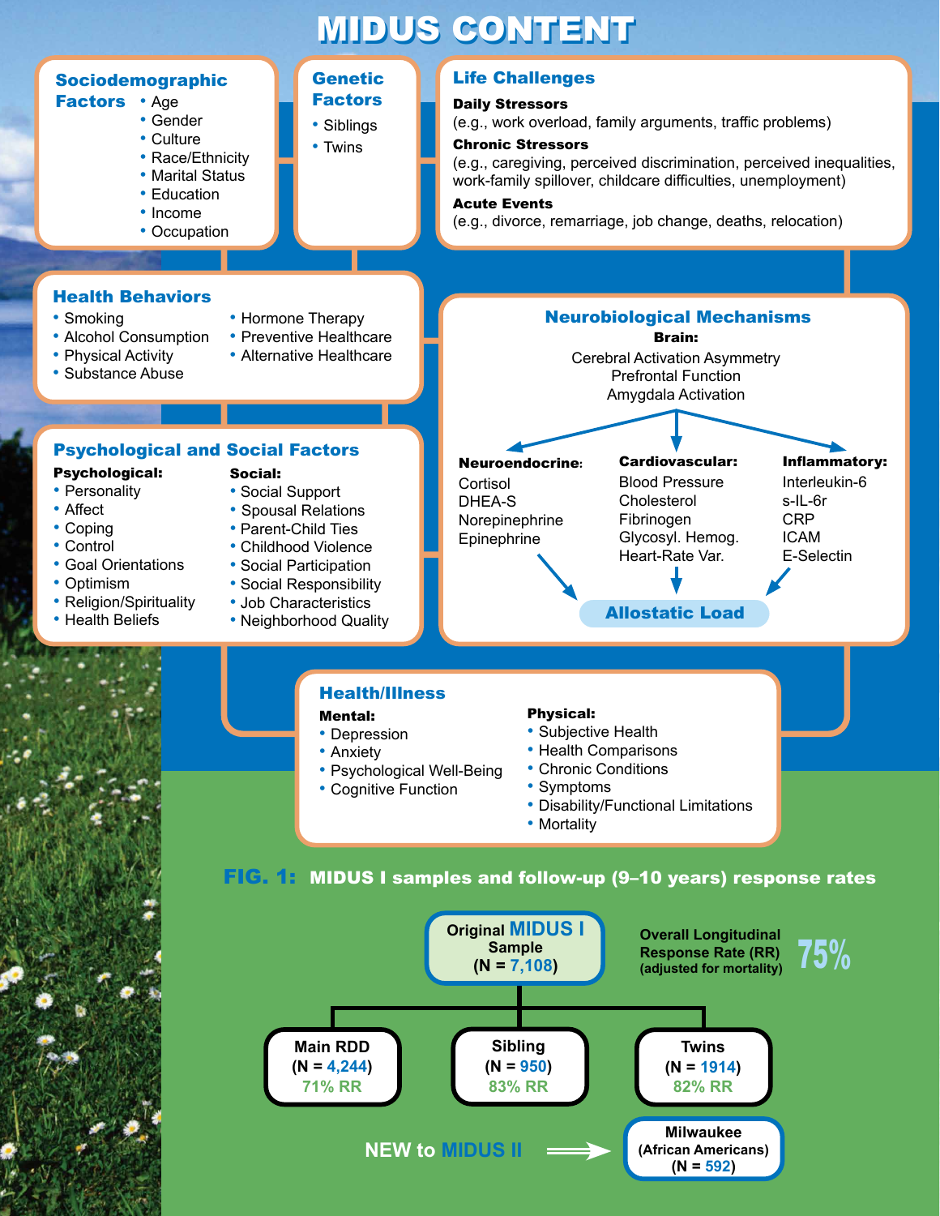# MIDUS CONTENT

## Sociodemographic Factors

- Age
- Gender
- Culture
- Race/Ethnicity
- Marital Status
- Education
- Income
- Occupation

## Genetic Factors

- Siblings
- Twins

## Life Challenges

**Daily Stressors**
(e.g., work overload, family arguments, traffic problems)

**Chronic Stressors**
(e.g., caregiving, perceived discrimination, perceived inequalities, work-family spillover, childcare difficulties, unemployment)

**Acute Events**
(e.g., divorce, remarriage, job change, deaths, relocation)

## Health Behaviors

- Smoking
- Alcohol Consumption
- Physical Activity
- Substance Abuse
- Hormone Therapy
- Preventive Healthcare
- Alternative Healthcare

## Psychological and Social Factors

**Psychological:**

- Personality
- Affect
- Coping
- Control
- Goal Orientations
- Optimism
- Religion/Spirituality
- Health Beliefs

**Social:**

- Social Support
- Spousal Relations
- Parent-Child Ties
- Childhood Violence
- Social Participation
- Social Responsibility
- Job Characteristics
- Neighborhood Quality

## Neurobiological Mechanisms

**Brain:**

Cerebral Activation Asymmetry
Prefrontal Function
Amygdala Activation

**Neuroendocrine:**

Cortisol
DHEA-S
Norepinephrine
Epinephrine

**Cardiovascular:**

Blood Pressure
Cholesterol
Fibrinogen
Glycosyl. Hemog.
Heart-Rate Var.

**Inflammatory:**

Interleukin-6
s-IL-6r
CRP
ICAM
E-Selectin

**Allostatic Load**

## Health/Illness

**Mental:**

- Depression
- Anxiety
- Psychological Well-Being
- Cognitive Function

**Physical:**

- Subjective Health
- Health Comparisons
- Chronic Conditions
- Symptoms
- Disability/Functional Limitations
- Mortality

**FIG. 1:** MIDUS I samples and follow-up (9–10 years) response rates

**Original MIDUS I Sample (N = 7,108)**

Overall Longitudinal Response Rate (RR) (adjusted for mortality): **75%**

- **Main RDD** (N = 4,244) — 71% RR
- **Sibling** (N = 950) — 83% RR
- **Twins** (N = 1914) — 82% RR

NEW to MIDUS II → **Milwaukee (African Americans) (N = 592)**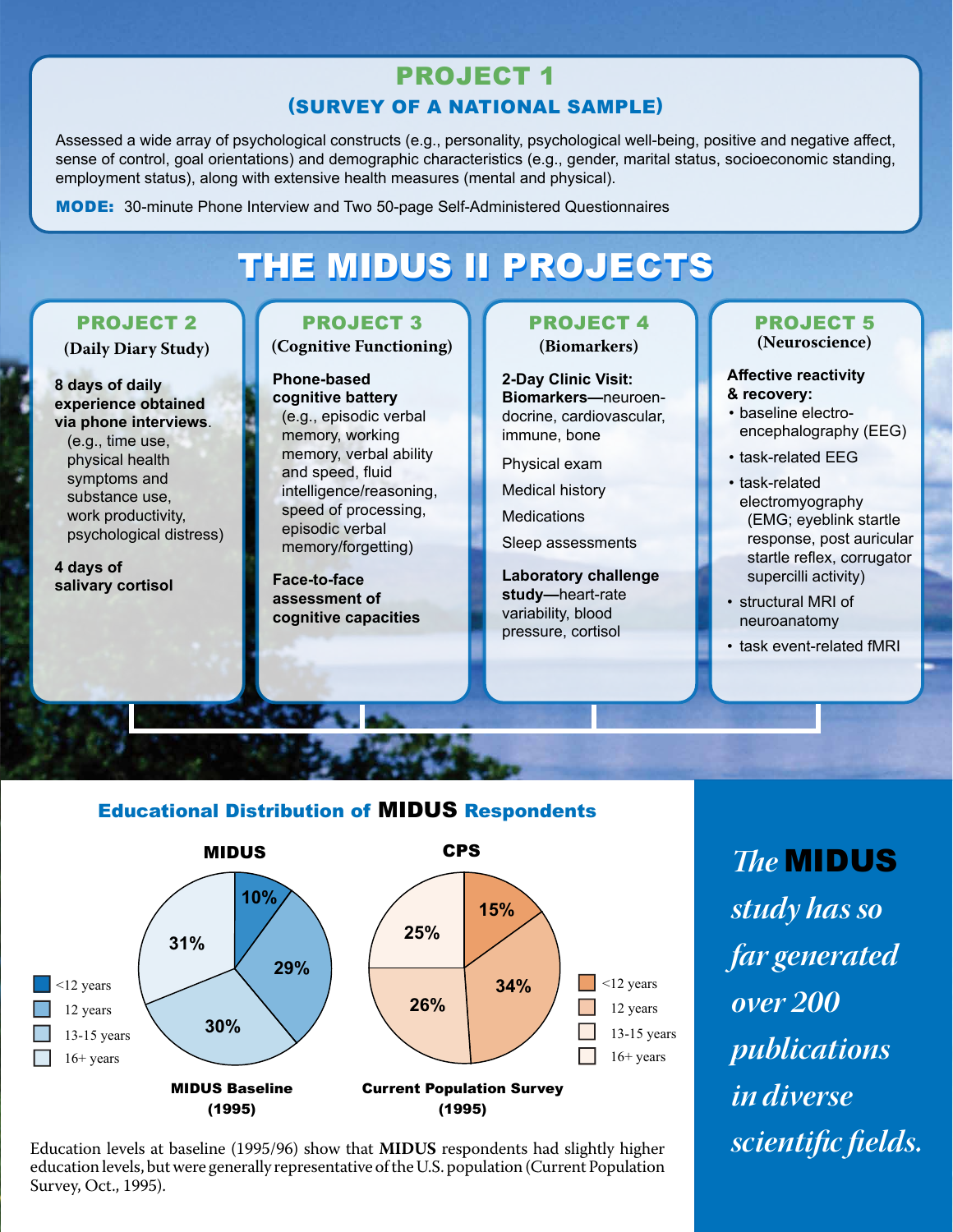## PROJECT 1

### (SURVEY OF A NATIONAL SAMPLE)

Assessed a wide array of psychological constructs (e.g., personality, psychological well-being, positive and negative affect, sense of control, goal orientations) and demographic characteristics (e.g., gender, marital status, socioeconomic standing, employment status), along with extensive health measures (mental and physical).

**MODE:** 30-minute Phone Interview and Two 50-page Self-Administered Questionnaires

# THE MIDUS II PROJECTS

### PROJECT 2

**(Daily Diary Study)**

**8 days of daily experience obtained via phone interviews**. (e.g., time use, physical health symptoms and substance use, work productivity, psychological distress)

**4 days of salivary cortisol**

### PROJECT 3

**(Cognitive Functioning)**

**Phone-based cognitive battery** (e.g., episodic verbal memory, working memory, verbal ability and speed, fluid intelligence/reasoning, speed of processing, episodic verbal memory/forgetting)

**Face-to-face assessment of cognitive capacities**

### PROJECT 4

**(Biomarkers)**

**2-Day Clinic Visit: Biomarkers**—neuroendocrine, cardiovascular, immune, bone

Physical exam

Medical history

Medications

Sleep assessments

**Laboratory challenge study**—heart-rate variability, blood pressure, cortisol

### PROJECT 5

**(Neuroscience)**

**Affective reactivity & recovery:**

- baseline electro-encephalography (EEG)
- task-related EEG
- task-related electromyography (EMG; eyeblink startle response, post auricular startle reflex, corrugator supercilli activity)
- structural MRI of neuroanatomy
- task event-related fMRI

## Educational Distribution of MIDUS Respondents

| Education | MIDUS Baseline (1995) | Current Population Survey (1995) |
|---|---|---|
| <12 years | 10% | 15% |
| 12 years | 29% | 34% |
| 13-15 years | 30% | 26% |
| 16+ years | 31% | 25% |

Education levels at baseline (1995/96) show that **MIDUS** respondents had slightly higher education levels, but were generally representative of the U.S. population (Current Population Survey, Oct., 1995).

*The* **MIDUS** *study has so far generated over 200 publications in diverse scientific fields.*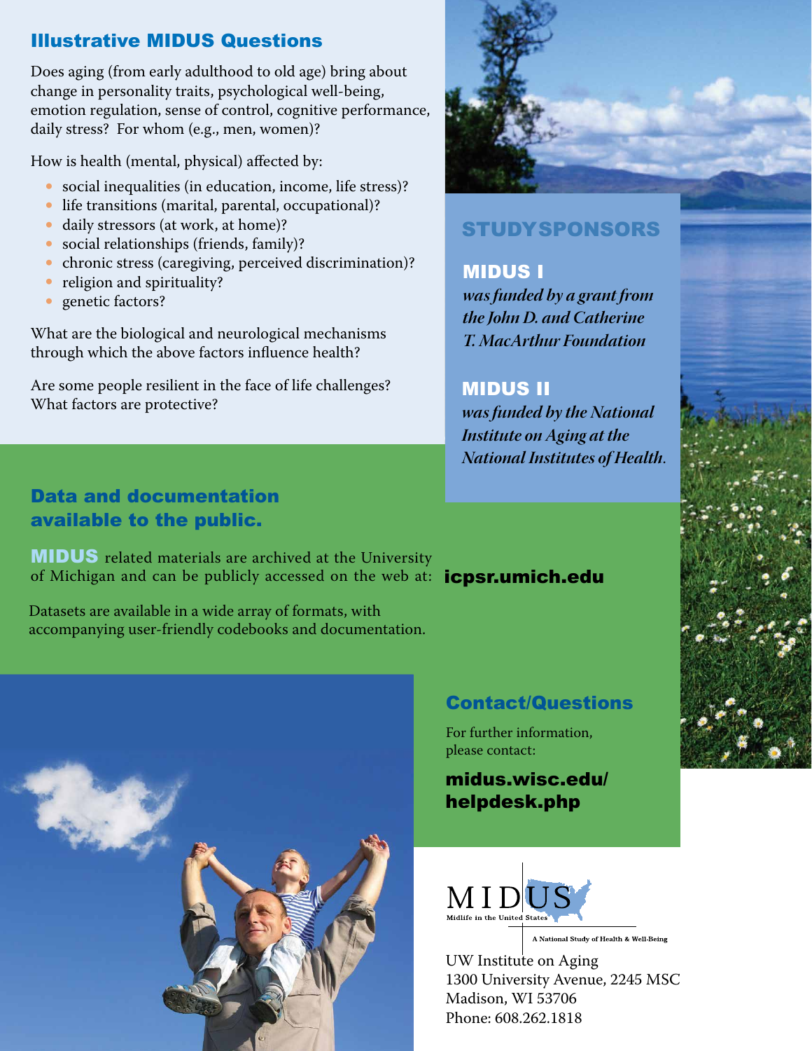## Illustrative MIDUS Questions

Does aging (from early adulthood to old age) bring about change in personality traits, psychological well-being, emotion regulation, sense of control, cognitive performance, daily stress? For whom (e.g., men, women)?

How is health (mental, physical) affected by:

- social inequalities (in education, income, life stress)?
- life transitions (marital, parental, occupational)?
- daily stressors (at work, at home)?
- social relationships (friends, family)?
- chronic stress (caregiving, perceived discrimination)?
- religion and spirituality?
- genetic factors?

What are the biological and neurological mechanisms through which the above factors influence health?

Are some people resilient in the face of life challenges? What factors are protective?

## STUDY SPONSORS

### MIDUS I

*was funded by a grant from the John D. and Catherine T. MacArthur Foundation*

### MIDUS II

*was funded by the National Institute on Aging at the National Institutes of Health.*

## Data and documentation available to the public.

**MIDUS** related materials are archived at the University of Michigan and can be publicly accessed on the web at: **icpsr.umich.edu**

Datasets are available in a wide array of formats, with accompanying user-friendly codebooks and documentation.

## Contact/Questions

For further information, please contact:

**midus.wisc.edu/helpdesk.php**

MIDUS
Midlife in the United States
A National Study of Health & Well-Being

UW Institute on Aging
1300 University Avenue, 2245 MSC
Madison, WI 53706
Phone: 608.262.1818